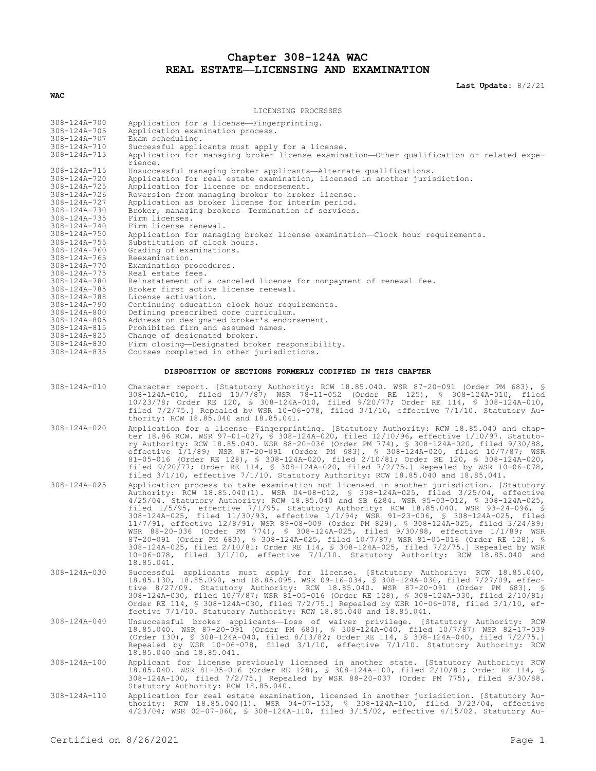# Chapter 308-124A WAC
# REAL ESTATE—LICENSING AND EXAMINATION

**Last Update:** 8/2/21

**WAC**

LICENSING PROCESSES

| | |
|---|---|
| 308-124A-700 | Application for a license—Fingerprinting. |
| 308-124A-705 | Application examination process. |
| 308-124A-707 | Exam scheduling. |
| 308-124A-710 | Successful applicants must apply for a license. |
| 308-124A-713 | Application for managing broker license examination—Other qualification or related experience. |
| 308-124A-715 | Unsuccessful managing broker applicants—Alternate qualifications. |
| 308-124A-720 | Application for real estate examination, licensed in another jurisdiction. |
| 308-124A-725 | Application for license or endorsement. |
| 308-124A-726 | Reversion from managing broker to broker license. |
| 308-124A-727 | Application as broker license for interim period. |
| 308-124A-730 | Broker, managing brokers—Termination of services. |
| 308-124A-735 | Firm licenses. |
| 308-124A-740 | Firm license renewal. |
| 308-124A-750 | Application for managing broker license examination—Clock hour requirements. |
| 308-124A-755 | Substitution of clock hours. |
| 308-124A-760 | Grading of examinations. |
| 308-124A-765 | Reexamination. |
| 308-124A-770 | Examination procedures. |
| 308-124A-775 | Real estate fees. |
| 308-124A-780 | Reinstatement of a canceled license for nonpayment of renewal fee. |
| 308-124A-785 | Broker first active license renewal. |
| 308-124A-788 | License activation. |
| 308-124A-790 | Continuing education clock hour requirements. |
| 308-124A-800 | Defining prescribed core curriculum. |
| 308-124A-805 | Address on designated broker's endorsement. |
| 308-124A-815 | Prohibited firm and assumed names. |
| 308-124A-825 | Change of designated broker. |
| 308-124A-830 | Firm closing—Designated broker responsibility. |
| 308-124A-835 | Courses completed in other jurisdictions. |

**DISPOSITION OF SECTIONS FORMERLY CODIFIED IN THIS CHAPTER**

| | |
|---|---|
| 308-124A-010 | Character report. [Statutory Authority: RCW 18.85.040. WSR 87-20-091 (Order PM 683), § 308-124A-010, filed 10/7/87; WSR 78-11-052 (Order RE 125), § 308-124A-010, filed 10/23/78; Order RE 120, § 308-124A-010, filed 9/20/77; Order RE 114, § 308-124A-010, filed 7/2/75.] Repealed by WSR 10-06-078, filed 3/1/10, effective 7/1/10. Statutory Authority: RCW 18.85.040 and 18.85.041. |
| 308-124A-020 | Application for a license—Fingerprinting. [Statutory Authority: RCW 18.85.040 and chapter 18.86 RCW. WSR 97-01-027, § 308-124A-020, filed 12/10/96, effective 1/10/97. Statutory Authority: RCW 18.85.040. WSR 88-20-036 (Order PM 774), § 308-124A-020, filed 9/30/88, effective 1/1/89; WSR 87-20-091 (Order PM 683), § 308-124A-020, filed 10/7/87; WSR 81-05-016 (Order RE 128), § 308-124A-020, filed 2/10/81; Order RE 120, § 308-124A-020, filed 9/20/77; Order RE 114, § 308-124A-020, filed 7/2/75.] Repealed by WSR 10-06-078, filed 3/1/10, effective 7/1/10. Statutory Authority: RCW 18.85.040 and 18.85.041. |
| 308-124A-025 | Application process to take examination not licensed in another jurisdiction. [Statutory Authority: RCW 18.85.040(1). WSR 04-08-012, § 308-124A-025, filed 3/25/04, effective 4/25/04. Statutory Authority: RCW 18.85.040 and SB 6284. WSR 95-03-012, § 308-124A-025, filed 1/5/95, effective 7/1/95. Statutory Authority: RCW 18.85.040. WSR 93-24-096, § 308-124A-025, filed 11/30/93, effective 1/1/94; WSR 91-23-006, § 308-124A-025, filed 11/7/91, effective 12/8/91; WSR 89-08-009 (Order PM 829), § 308-124A-025, filed 3/24/89; WSR 88-20-036 (Order PM 774), § 308-124A-025, filed 9/30/88, effective 1/1/89; WSR 87-20-091 (Order PM 683), § 308-124A-025, filed 10/7/87; WSR 81-05-016 (Order RE 128), § 308-124A-025, filed 2/10/81; Order RE 114, § 308-124A-025, filed 7/2/75.] Repealed by WSR 10-06-078, filed 3/1/10, effective 7/1/10. Statutory Authority: RCW 18.85.040 and 18.85.041. |
| 308-124A-030 | Successful applicants must apply for license. [Statutory Authority: RCW 18.85.040, 18.85.130, 18.85.090, and 18.85.095. WSR 09-16-034, § 308-124A-030, filed 7/27/09, effective 8/27/09. Statutory Authority: RCW 18.85.040. WSR 87-20-091 (Order PM 683), § 308-124A-030, filed 10/7/87; WSR 81-05-016 (Order RE 128), § 308-124A-030, filed 2/10/81; Order RE 114, § 308-124A-030, filed 7/2/75.] Repealed by WSR 10-06-078, filed 3/1/10, effective 7/1/10. Statutory Authority: RCW 18.85.040 and 18.85.041. |
| 308-124A-040 | Unsuccessful broker applicants—Loss of waiver privilege. [Statutory Authority: RCW 18.85.040. WSR 87-20-091 (Order PM 683), § 308-124A-040, filed 10/7/87; WSR 82-17-039 (Order 130), § 308-124A-040, filed 8/13/82; Order RE 114, § 308-124A-040, filed 7/2/75.] Repealed by WSR 10-06-078, filed 3/1/10, effective 7/1/10. Statutory Authority: RCW 18.85.040 and 18.85.041. |
| 308-124A-100 | Applicant for license previously licensed in another state. [Statutory Authority: RCW 18.85.040. WSR 81-05-016 (Order RE 128), § 308-124A-100, filed 2/10/81; Order RE 114, § 308-124A-100, filed 7/2/75.] Repealed by WSR 88-20-037 (Order PM 775), filed 9/30/88. Statutory Authority: RCW 18.85.040. |
| 308-124A-110 | Application for real estate examination, licensed in another jurisdiction. [Statutory Authority: RCW 18.85.040(1). WSR 04-07-153, § 308-124A-110, filed 3/23/04, effective 4/23/04; WSR 02-07-060, § 308-124A-110, filed 3/15/02, effective 4/15/02. Statutory Au- |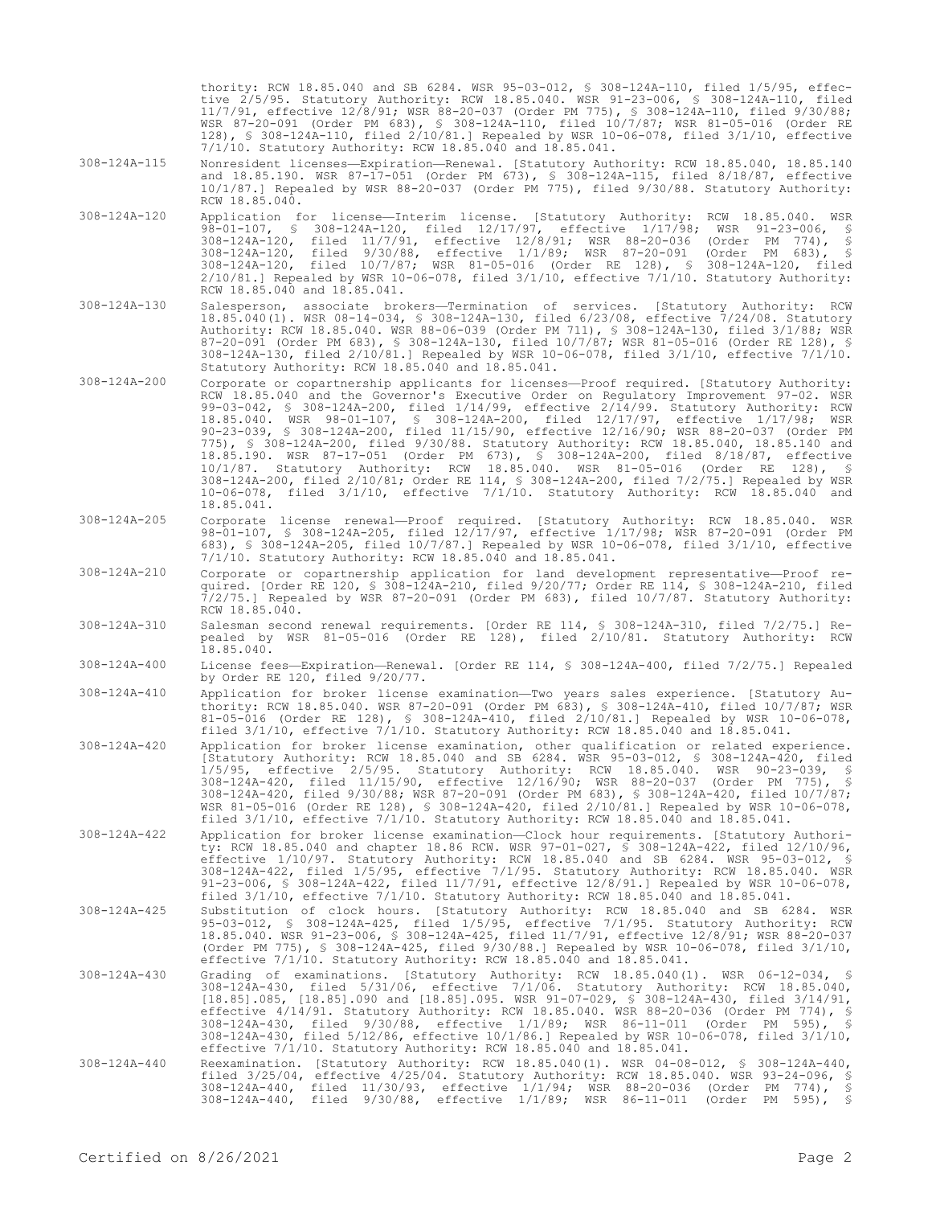thority: RCW 18.85.040 and SB 6284. WSR 95-03-012, § 308-124A-110, filed 1/5/95, effective 2/5/95. Statutory Authority: RCW 18.85.040. WSR 91-23-006, § 308-124A-110, filed 11/7/91, effective 12/8/91; WSR 88-20-037 (Order PM 775), § 308-124A-110, filed 9/30/88; WSR 87-20-091 (Order PM 683), § 308-124A-110, filed 10/7/87; WSR 81-05-016 (Order RE 128), § 308-124A-110, filed 2/10/81.] Repealed by WSR 10-06-078, filed 3/1/10, effective 7/1/10. Statutory Authority: RCW 18.85.040 and 18.85.041.

308-124A-115 Nonresident licenses—Expiration—Renewal. [Statutory Authority: RCW 18.85.040, 18.85.140 and 18.85.190. WSR 87-17-051 (Order PM 673), § 308-124A-115, filed 8/18/87, effective 10/1/87.] Repealed by WSR 88-20-037 (Order PM 775), filed 9/30/88. Statutory Authority: RCW 18.85.040.

308-124A-120 Application for license—Interim license. [Statutory Authority: RCW 18.85.040. WSR 98-01-107, § 308-124A-120, filed 12/17/97, effective 1/17/98; WSR 91-23-006, § 308-124A-120, filed 11/7/91, effective 12/8/91; WSR 88-20-036 (Order PM 774), § 308-124A-120, filed 9/30/88, effective 1/1/89; WSR 87-20-091 (Order PM 683), § 308-124A-120, filed 10/7/87; WSR 81-05-016 (Order RE 128), § 308-124A-120, filed 2/10/81.] Repealed by WSR 10-06-078, filed 3/1/10, effective 7/1/10. Statutory Authority: RCW 18.85.040 and 18.85.041.

308-124A-130 Salesperson, associate brokers—Termination of services. [Statutory Authority: RCW 18.85.040(1). WSR 08-14-034, § 308-124A-130, filed 6/23/08, effective 7/24/08. Statutory Authority: RCW 18.85.040. WSR 88-06-039 (Order PM 711), § 308-124A-130, filed 3/1/88; WSR 87-20-091 (Order PM 683), § 308-124A-130, filed 10/7/87; WSR 81-05-016 (Order RE 128), § 308-124A-130, filed 2/10/81.] Repealed by WSR 10-06-078, filed 3/1/10, effective 7/1/10. Statutory Authority: RCW 18.85.040 and 18.85.041.

308-124A-200 Corporate or copartnership applicants for licenses—Proof required. [Statutory Authority: RCW 18.85.040 and the Governor's Executive Order on Regulatory Improvement 97-02. WSR 99-03-042, § 308-124A-200, filed 1/14/99, effective 2/14/99. Statutory Authority: RCW 18.85.040. WSR 98-01-107, § 308-124A-200, filed 12/17/97, effective 1/17/98; WSR 90-23-039, § 308-124A-200, filed 11/15/90, effective 12/16/90; WSR 88-20-037 (Order PM 775), § 308-124A-200, filed 9/30/88. Statutory Authority: RCW 18.85.040, 18.85.140 and 18.85.190. WSR 87-17-051 (Order PM 673), § 308-124A-200, filed 8/18/87, effective 10/1/87. Statutory Authority: RCW 18.85.040. WSR 81-05-016 (Order RE 128), § 308-124A-200, filed 2/10/81; Order RE 114, § 308-124A-200, filed 7/2/75.] Repealed by WSR 10-06-078, filed 3/1/10, effective 7/1/10. Statutory Authority: RCW 18.85.040 and 18.85.041.

308-124A-205 Corporate license renewal—Proof required. [Statutory Authority: RCW 18.85.040. WSR 98-01-107, § 308-124A-205, filed 12/17/97, effective 1/17/98; WSR 87-20-091 (Order PM 683), § 308-124A-205, filed 10/7/87.] Repealed by WSR 10-06-078, filed 3/1/10, effective 7/1/10. Statutory Authority: RCW 18.85.040 and 18.85.041.

308-124A-210 Corporate or copartnership application for land development representative—Proof required. [Order RE 120, § 308-124A-210, filed 9/20/77; Order RE 114, § 308-124A-210, filed 7/2/75.] Repealed by WSR 87-20-091 (Order PM 683), filed 10/7/87. Statutory Authority: RCW 18.85.040.

308-124A-310 Salesman second renewal requirements. [Order RE 114, § 308-124A-310, filed 7/2/75.] Repealed by WSR 81-05-016 (Order RE 128), filed 2/10/81. Statutory Authority: RCW 18.85.040.

308-124A-400 License fees—Expiration—Renewal. [Order RE 114, § 308-124A-400, filed 7/2/75.] Repealed by Order RE 120, filed 9/20/77.

308-124A-410 Application for broker license examination—Two years sales experience. [Statutory Authority: RCW 18.85.040. WSR 87-20-091 (Order PM 683), § 308-124A-410, filed 10/7/87; WSR 81-05-016 (Order RE 128), § 308-124A-410, filed 2/10/81.] Repealed by WSR 10-06-078, filed 3/1/10, effective 7/1/10. Statutory Authority: RCW 18.85.040 and 18.85.041.

308-124A-420 Application for broker license examination, other qualification or related experience. [Statutory Authority: RCW 18.85.040 and SB 6284. WSR 95-03-012, § 308-124A-420, filed 1/5/95, effective 2/5/95. Statutory Authority: RCW 18.85.040. WSR 90-23-039, § 308-124A-420, filed 11/15/90, effective 12/16/90; WSR 88-20-037 (Order PM 775), § 308-124A-420, filed 9/30/88; WSR 87-20-091 (Order PM 683), § 308-124A-420, filed 10/7/87; WSR 81-05-016 (Order RE 128), § 308-124A-420, filed 2/10/81.] Repealed by WSR 10-06-078, filed 3/1/10, effective 7/1/10. Statutory Authority: RCW 18.85.040 and 18.85.041.

308-124A-422 Application for broker license examination—Clock hour requirements. [Statutory Authority: RCW 18.85.040 and chapter 18.86 RCW. WSR 97-01-027, § 308-124A-422, filed 12/10/96, effective 1/10/97. Statutory Authority: RCW 18.85.040 and SB 6284. WSR 95-03-012, § 308-124A-422, filed 1/5/95, effective 7/1/95. Statutory Authority: RCW 18.85.040. WSR 91-23-006, § 308-124A-422, filed 11/7/91, effective 12/8/91.] Repealed by WSR 10-06-078, filed 3/1/10, effective 7/1/10. Statutory Authority: RCW 18.85.040 and 18.85.041.

308-124A-425 Substitution of clock hours. [Statutory Authority: RCW 18.85.040 and SB 6284. WSR 95-03-012, § 308-124A-425, filed 1/5/95, effective 7/1/95. Statutory Authority: RCW 18.85.040. WSR 91-23-006, § 308-124A-425, filed 11/7/91, effective 12/8/91; WSR 88-20-037 (Order PM 775), § 308-124A-425, filed 9/30/88.] Repealed by WSR 10-06-078, filed 3/1/10, effective 7/1/10. Statutory Authority: RCW 18.85.040 and 18.85.041.

308-124A-430 Grading of examinations. [Statutory Authority: RCW 18.85.040(1). WSR 06-12-034, § 308-124A-430, filed 5/31/06, effective 7/1/06. Statutory Authority: RCW 18.85.040, [18.85].085, [18.85].090 and [18.85].095. WSR 91-07-029, § 308-124A-430, filed 3/14/91, effective 4/14/91. Statutory Authority: RCW 18.85.040. WSR 88-20-036 (Order PM 774), § 308-124A-430, filed 9/30/88, effective 1/1/89; WSR 86-11-011 (Order PM 595), § 308-124A-430, filed 5/12/86, effective 10/1/86.] Repealed by WSR 10-06-078, filed 3/1/10, effective 7/1/10. Statutory Authority: RCW 18.85.040 and 18.85.041.

308-124A-440 Reexamination. [Statutory Authority: RCW 18.85.040(1). WSR 04-08-012, § 308-124A-440, filed 3/25/04, effective 4/25/04. Statutory Authority: RCW 18.85.040. WSR 93-24-096, § 308-124A-440, filed 11/30/93, effective 1/1/94; WSR 88-20-036 (Order PM 774), § 308-124A-440, filed 9/30/88, effective 1/1/89; WSR 86-11-011 (Order PM 595), §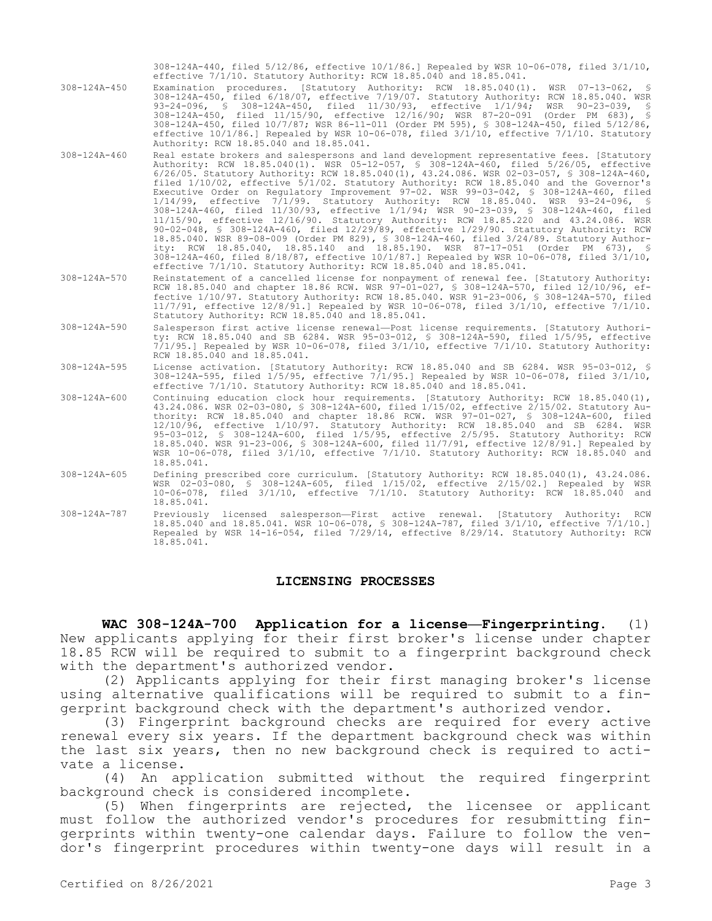308-124A-440, filed 5/12/86, effective 10/1/86.] Repealed by WSR 10-06-078, filed 3/1/10, effective 7/1/10. Statutory Authority: RCW 18.85.040 and 18.85.041.

308-124A-450 Examination procedures. [Statutory Authority: RCW 18.85.040(1). WSR 07-13-062, § 308-124A-450, filed 6/18/07, effective 7/19/07. Statutory Authority: RCW 18.85.040. WSR 93-24-096, § 308-124A-450, filed 11/30/93, effective 1/1/94; WSR 90-23-039, § 308-124A-450, filed 11/15/90, effective 12/16/90; WSR 87-20-091 (Order PM 683), § 308-124A-450, filed 10/7/87; WSR 86-11-011 (Order PM 595), § 308-124A-450, filed 5/12/86, effective 10/1/86.] Repealed by WSR 10-06-078, filed 3/1/10, effective 7/1/10. Statutory Authority: RCW 18.85.040 and 18.85.041.

308-124A-460 Real estate brokers and salespersons and land development representative fees. [Statutory Authority: RCW 18.85.040(1). WSR 05-12-057, § 308-124A-460, filed 5/26/05, effective 6/26/05. Statutory Authority: RCW 18.85.040(1), 43.24.086. WSR 02-03-057, § 308-124A-460, filed 1/10/02, effective 5/1/02. Statutory Authority: RCW 18.85.040 and the Governor's Executive Order on Regulatory Improvement 97-02. WSR 99-03-042, § 308-124A-460, filed 1/14/99, effective 7/1/99. Statutory Authority: RCW 18.85.040. WSR 93-24-096, § 308-124A-460, filed 11/30/93, effective 1/1/94; WSR 90-23-039, § 308-124A-460, filed 11/15/90, effective 12/16/90. Statutory Authority: RCW 18.85.220 and 43.24.086. WSR 90-02-048, § 308-124A-460, filed 12/29/89, effective 1/29/90. Statutory Authority: RCW 18.85.040. WSR 89-08-009 (Order PM 829), § 308-124A-460, filed 3/24/89. Statutory Authority: RCW 18.85.040, 18.85.140 and 18.85.190. WSR 87-17-051 (Order PM 673), § 308-124A-460, filed 8/18/87, effective 10/1/87.] Repealed by WSR 10-06-078, filed 3/1/10, effective 7/1/10. Statutory Authority: RCW 18.85.040 and 18.85.041.

308-124A-570 Reinstatement of a cancelled license for nonpayment of renewal fee. [Statutory Authority: RCW 18.85.040 and chapter 18.86 RCW. WSR 97-01-027, § 308-124A-570, filed 12/10/96, effective 1/10/97. Statutory Authority: RCW 18.85.040. WSR 91-23-006, § 308-124A-570, filed 11/7/91, effective 12/8/91.] Repealed by WSR 10-06-078, filed 3/1/10, effective 7/1/10. Statutory Authority: RCW 18.85.040 and 18.85.041.

308-124A-590 Salesperson first active license renewal—Post license requirements. [Statutory Authority: RCW 18.85.040 and SB 6284. WSR 95-03-012, § 308-124A-590, filed 1/5/95, effective 7/1/95.] Repealed by WSR 10-06-078, filed 3/1/10, effective 7/1/10. Statutory Authority: RCW 18.85.040 and 18.85.041.

308-124A-595 License activation. [Statutory Authority: RCW 18.85.040 and SB 6284. WSR 95-03-012, § 308-124A-595, filed 1/5/95, effective 7/1/95.] Repealed by WSR 10-06-078, filed 3/1/10, effective 7/1/10. Statutory Authority: RCW 18.85.040 and 18.85.041.

308-124A-600 Continuing education clock hour requirements. [Statutory Authority: RCW 18.85.040(1), 43.24.086. WSR 02-03-080, § 308-124A-600, filed 1/15/02, effective 2/15/02. Statutory Authority: RCW 18.85.040 and chapter 18.86 RCW. WSR 97-01-027, § 308-124A-600, filed 12/10/96, effective 1/10/97. Statutory Authority: RCW 18.85.040 and SB 6284. WSR 95-03-012, § 308-124A-600, filed 1/5/95, effective 2/5/95. Statutory Authority: RCW 18.85.040. WSR 91-23-006, § 308-124A-600, filed 11/7/91, effective 12/8/91.] Repealed by WSR 10-06-078, filed 3/1/10, effective 7/1/10. Statutory Authority: RCW 18.85.040 and 18.85.041.

308-124A-605 Defining prescribed core curriculum. [Statutory Authority: RCW 18.85.040(1), 43.24.086. WSR 02-03-080, § 308-124A-605, filed 1/15/02, effective 2/15/02.] Repealed by WSR 10-06-078, filed 3/1/10, effective 7/1/10. Statutory Authority: RCW 18.85.040 and 18.85.041.

308-124A-787 Previously licensed salesperson—First active renewal. [Statutory Authority: RCW 18.85.040 and 18.85.041. WSR 10-06-078, § 308-124A-787, filed 3/1/10, effective 7/1/10.] Repealed by WSR 14-16-054, filed 7/29/14, effective 8/29/14. Statutory Authority: RCW 18.85.041.

## LICENSING PROCESSES

**WAC 308-124A-700 Application for a license—Fingerprinting.** (1) New applicants applying for their first broker's license under chapter 18.85 RCW will be required to submit to a fingerprint background check with the department's authorized vendor.

(2) Applicants applying for their first managing broker's license using alternative qualifications will be required to submit to a fingerprint background check with the department's authorized vendor.

(3) Fingerprint background checks are required for every active renewal every six years. If the department background check was within the last six years, then no new background check is required to activate a license.

(4) An application submitted without the required fingerprint background check is considered incomplete.

(5) When fingerprints are rejected, the licensee or applicant must follow the authorized vendor's procedures for resubmitting fingerprints within twenty-one calendar days. Failure to follow the vendor's fingerprint procedures within twenty-one days will result in a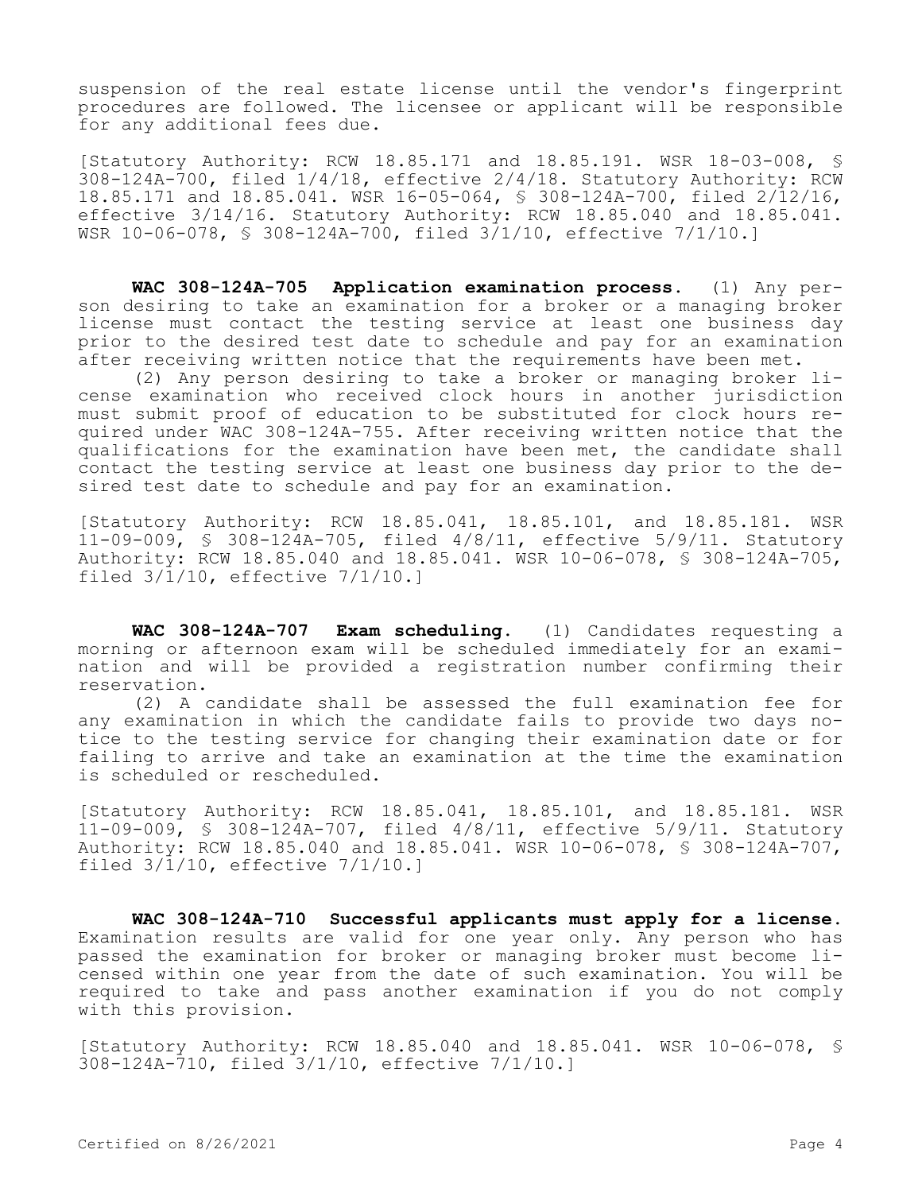suspension of the real estate license until the vendor's fingerprint procedures are followed. The licensee or applicant will be responsible for any additional fees due.

[Statutory Authority: RCW 18.85.171 and 18.85.191. WSR 18-03-008, § 308-124A-700, filed 1/4/18, effective 2/4/18. Statutory Authority: RCW 18.85.171 and 18.85.041. WSR 16-05-064, § 308-124A-700, filed 2/12/16, effective 3/14/16. Statutory Authority: RCW 18.85.040 and 18.85.041. WSR 10-06-078, § 308-124A-700, filed 3/1/10, effective 7/1/10.]

**WAC 308-124A-705 Application examination process.** (1) Any person desiring to take an examination for a broker or a managing broker license must contact the testing service at least one business day prior to the desired test date to schedule and pay for an examination after receiving written notice that the requirements have been met.

(2) Any person desiring to take a broker or managing broker license examination who received clock hours in another jurisdiction must submit proof of education to be substituted for clock hours required under WAC 308-124A-755. After receiving written notice that the qualifications for the examination have been met, the candidate shall contact the testing service at least one business day prior to the desired test date to schedule and pay for an examination.

[Statutory Authority: RCW 18.85.041, 18.85.101, and 18.85.181. WSR 11-09-009, § 308-124A-705, filed 4/8/11, effective 5/9/11. Statutory Authority: RCW 18.85.040 and 18.85.041. WSR 10-06-078, § 308-124A-705, filed 3/1/10, effective 7/1/10.]

**WAC 308-124A-707 Exam scheduling.** (1) Candidates requesting a morning or afternoon exam will be scheduled immediately for an examination and will be provided a registration number confirming their reservation.

(2) A candidate shall be assessed the full examination fee for any examination in which the candidate fails to provide two days notice to the testing service for changing their examination date or for failing to arrive and take an examination at the time the examination is scheduled or rescheduled.

[Statutory Authority: RCW 18.85.041, 18.85.101, and 18.85.181. WSR 11-09-009, § 308-124A-707, filed 4/8/11, effective 5/9/11. Statutory Authority: RCW 18.85.040 and 18.85.041. WSR 10-06-078, § 308-124A-707, filed 3/1/10, effective 7/1/10.]

**WAC 308-124A-710 Successful applicants must apply for a license.** Examination results are valid for one year only. Any person who has passed the examination for broker or managing broker must become licensed within one year from the date of such examination. You will be required to take and pass another examination if you do not comply with this provision.

[Statutory Authority: RCW 18.85.040 and 18.85.041. WSR 10-06-078, § 308-124A-710, filed 3/1/10, effective 7/1/10.]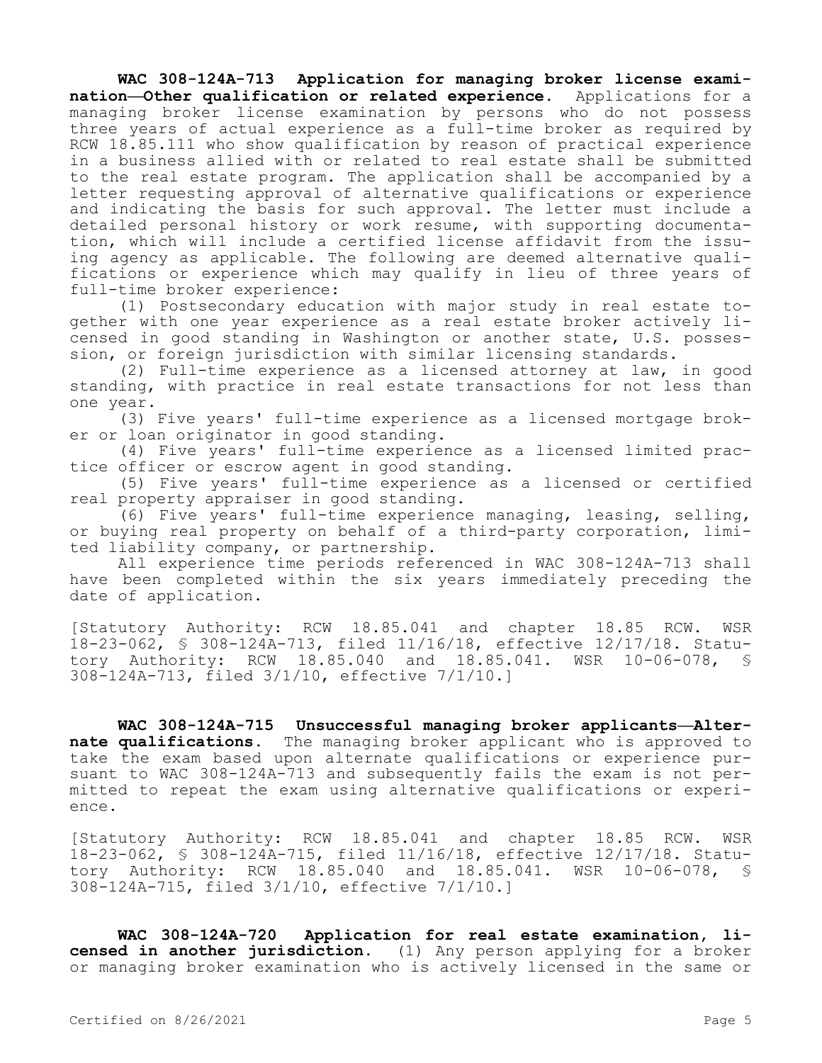**WAC 308-124A-713 Application for managing broker license examination—Other qualification or related experience.** Applications for a managing broker license examination by persons who do not possess three years of actual experience as a full-time broker as required by RCW 18.85.111 who show qualification by reason of practical experience in a business allied with or related to real estate shall be submitted to the real estate program. The application shall be accompanied by a letter requesting approval of alternative qualifications or experience and indicating the basis for such approval. The letter must include a detailed personal history or work resume, with supporting documentation, which will include a certified license affidavit from the issuing agency as applicable. The following are deemed alternative qualifications or experience which may qualify in lieu of three years of full-time broker experience:

(1) Postsecondary education with major study in real estate together with one year experience as a real estate broker actively licensed in good standing in Washington or another state, U.S. possession, or foreign jurisdiction with similar licensing standards.

(2) Full-time experience as a licensed attorney at law, in good standing, with practice in real estate transactions for not less than one year.

(3) Five years' full-time experience as a licensed mortgage broker or loan originator in good standing.

(4) Five years' full-time experience as a licensed limited practice officer or escrow agent in good standing.

(5) Five years' full-time experience as a licensed or certified real property appraiser in good standing.

(6) Five years' full-time experience managing, leasing, selling, or buying real property on behalf of a third-party corporation, limited liability company, or partnership.

All experience time periods referenced in WAC 308-124A-713 shall have been completed within the six years immediately preceding the date of application.

[Statutory Authority: RCW 18.85.041 and chapter 18.85 RCW. WSR 18-23-062, § 308-124A-713, filed 11/16/18, effective 12/17/18. Statutory Authority: RCW 18.85.040 and 18.85.041. WSR 10-06-078, § 308-124A-713, filed 3/1/10, effective 7/1/10.]

**WAC 308-124A-715 Unsuccessful managing broker applicants—Alternate qualifications.** The managing broker applicant who is approved to take the exam based upon alternate qualifications or experience pursuant to WAC 308-124A-713 and subsequently fails the exam is not permitted to repeat the exam using alternative qualifications or experience.

[Statutory Authority: RCW 18.85.041 and chapter 18.85 RCW. WSR 18-23-062, § 308-124A-715, filed 11/16/18, effective 12/17/18. Statutory Authority: RCW 18.85.040 and 18.85.041. WSR 10-06-078, § 308-124A-715, filed 3/1/10, effective 7/1/10.]

**WAC 308-124A-720 Application for real estate examination, licensed in another jurisdiction.** (1) Any person applying for a broker or managing broker examination who is actively licensed in the same or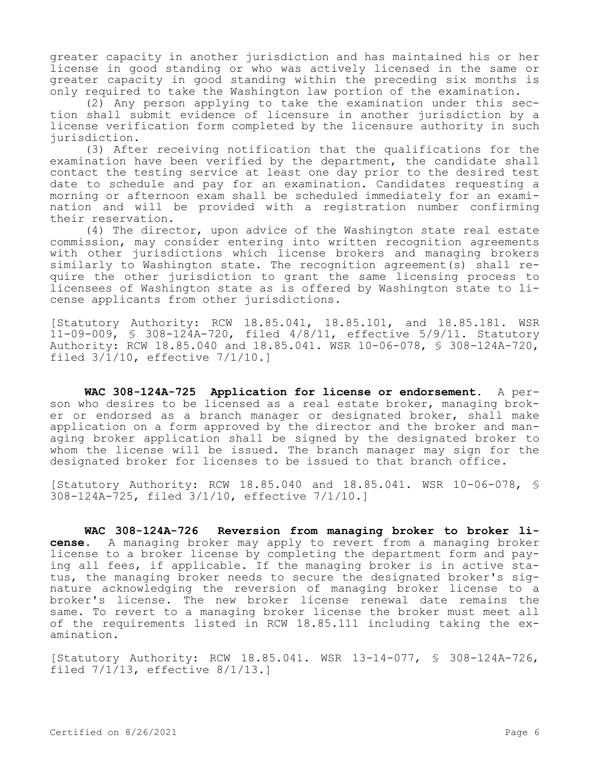greater capacity in another jurisdiction and has maintained his or her license in good standing or who was actively licensed in the same or greater capacity in good standing within the preceding six months is only required to take the Washington law portion of the examination.

(2) Any person applying to take the examination under this section shall submit evidence of licensure in another jurisdiction by a license verification form completed by the licensure authority in such jurisdiction.

(3) After receiving notification that the qualifications for the examination have been verified by the department, the candidate shall contact the testing service at least one day prior to the desired test date to schedule and pay for an examination. Candidates requesting a morning or afternoon exam shall be scheduled immediately for an examination and will be provided with a registration number confirming their reservation.

(4) The director, upon advice of the Washington state real estate commission, may consider entering into written recognition agreements with other jurisdictions which license brokers and managing brokers similarly to Washington state. The recognition agreement(s) shall require the other jurisdiction to grant the same licensing process to licensees of Washington state as is offered by Washington state to license applicants from other jurisdictions.

[Statutory Authority: RCW 18.85.041, 18.85.101, and 18.85.181. WSR 11-09-009, § 308-124A-720, filed 4/8/11, effective 5/9/11. Statutory Authority: RCW 18.85.040 and 18.85.041. WSR 10-06-078, § 308-124A-720, filed 3/1/10, effective 7/1/10.]

**WAC 308-124A-725 Application for license or endorsement.** A person who desires to be licensed as a real estate broker, managing broker or endorsed as a branch manager or designated broker, shall make application on a form approved by the director and the broker and managing broker application shall be signed by the designated broker to whom the license will be issued. The branch manager may sign for the designated broker for licenses to be issued to that branch office.

[Statutory Authority: RCW 18.85.040 and 18.85.041. WSR 10-06-078, § 308-124A-725, filed 3/1/10, effective 7/1/10.]

**WAC 308-124A-726 Reversion from managing broker to broker license.** A managing broker may apply to revert from a managing broker license to a broker license by completing the department form and paying all fees, if applicable. If the managing broker is in active status, the managing broker needs to secure the designated broker's signature acknowledging the reversion of managing broker license to a broker's license. The new broker license renewal date remains the same. To revert to a managing broker license the broker must meet all of the requirements listed in RCW 18.85.111 including taking the examination.

[Statutory Authority: RCW 18.85.041. WSR 13-14-077, § 308-124A-726, filed 7/1/13, effective 8/1/13.]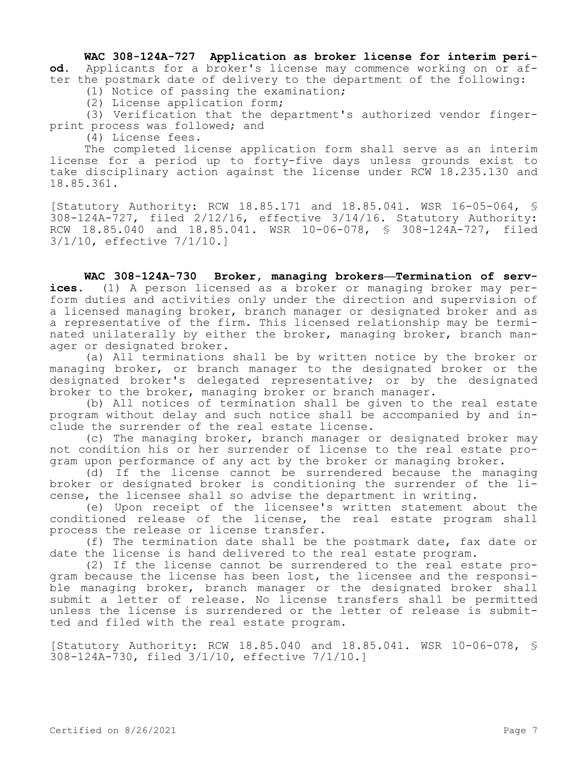**WAC 308-124A-727 Application as broker license for interim period.** Applicants for a broker's license may commence working on or after the postmark date of delivery to the department of the following:

(1) Notice of passing the examination;

(2) License application form;

(3) Verification that the department's authorized vendor fingerprint process was followed; and

(4) License fees.

The completed license application form shall serve as an interim license for a period up to forty-five days unless grounds exist to take disciplinary action against the license under RCW 18.235.130 and 18.85.361.

[Statutory Authority: RCW 18.85.171 and 18.85.041. WSR 16-05-064, § 308-124A-727, filed 2/12/16, effective 3/14/16. Statutory Authority: RCW 18.85.040 and 18.85.041. WSR 10-06-078, § 308-124A-727, filed 3/1/10, effective 7/1/10.]

**WAC 308-124A-730 Broker, managing brokers—Termination of services.** (1) A person licensed as a broker or managing broker may perform duties and activities only under the direction and supervision of a licensed managing broker, branch manager or designated broker and as a representative of the firm. This licensed relationship may be terminated unilaterally by either the broker, managing broker, branch manager or designated broker.

(a) All terminations shall be by written notice by the broker or managing broker, or branch manager to the designated broker or the designated broker's delegated representative; or by the designated broker to the broker, managing broker or branch manager.

(b) All notices of termination shall be given to the real estate program without delay and such notice shall be accompanied by and include the surrender of the real estate license.

(c) The managing broker, branch manager or designated broker may not condition his or her surrender of license to the real estate program upon performance of any act by the broker or managing broker.

(d) If the license cannot be surrendered because the managing broker or designated broker is conditioning the surrender of the license, the licensee shall so advise the department in writing.

(e) Upon receipt of the licensee's written statement about the conditioned release of the license, the real estate program shall process the release or license transfer.

(f) The termination date shall be the postmark date, fax date or date the license is hand delivered to the real estate program.

(2) If the license cannot be surrendered to the real estate program because the license has been lost, the licensee and the responsible managing broker, branch manager or the designated broker shall submit a letter of release. No license transfers shall be permitted unless the license is surrendered or the letter of release is submitted and filed with the real estate program.

[Statutory Authority: RCW 18.85.040 and 18.85.041. WSR 10-06-078, § 308-124A-730, filed 3/1/10, effective 7/1/10.]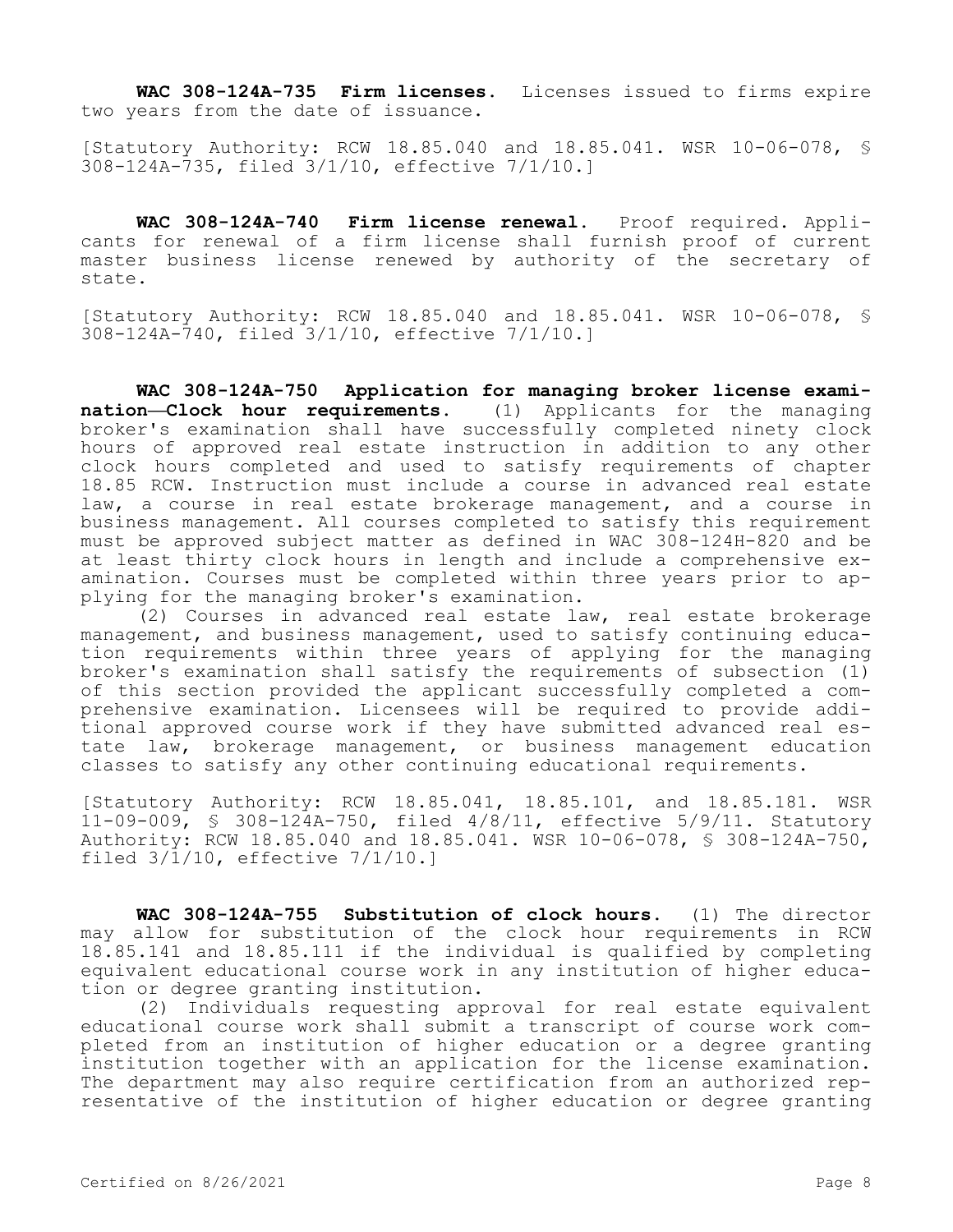**WAC 308-124A-735 Firm licenses.** Licenses issued to firms expire two years from the date of issuance.

[Statutory Authority: RCW 18.85.040 and 18.85.041. WSR 10-06-078, § 308-124A-735, filed 3/1/10, effective 7/1/10.]

**WAC 308-124A-740 Firm license renewal.** Proof required. Applicants for renewal of a firm license shall furnish proof of current master business license renewed by authority of the secretary of state.

[Statutory Authority: RCW 18.85.040 and 18.85.041. WSR 10-06-078, § 308-124A-740, filed 3/1/10, effective 7/1/10.]

**WAC 308-124A-750 Application for managing broker license examination—Clock hour requirements.** (1) Applicants for the managing broker's examination shall have successfully completed ninety clock hours of approved real estate instruction in addition to any other clock hours completed and used to satisfy requirements of chapter 18.85 RCW. Instruction must include a course in advanced real estate law, a course in real estate brokerage management, and a course in business management. All courses completed to satisfy this requirement must be approved subject matter as defined in WAC 308-124H-820 and be at least thirty clock hours in length and include a comprehensive examination. Courses must be completed within three years prior to applying for the managing broker's examination.

(2) Courses in advanced real estate law, real estate brokerage management, and business management, used to satisfy continuing education requirements within three years of applying for the managing broker's examination shall satisfy the requirements of subsection (1) of this section provided the applicant successfully completed a comprehensive examination. Licensees will be required to provide additional approved course work if they have submitted advanced real estate law, brokerage management, or business management education classes to satisfy any other continuing educational requirements.

[Statutory Authority: RCW 18.85.041, 18.85.101, and 18.85.181. WSR 11-09-009, § 308-124A-750, filed 4/8/11, effective 5/9/11. Statutory Authority: RCW 18.85.040 and 18.85.041. WSR 10-06-078, § 308-124A-750, filed 3/1/10, effective 7/1/10.]

**WAC 308-124A-755 Substitution of clock hours.** (1) The director may allow for substitution of the clock hour requirements in RCW 18.85.141 and 18.85.111 if the individual is qualified by completing equivalent educational course work in any institution of higher education or degree granting institution.

(2) Individuals requesting approval for real estate equivalent educational course work shall submit a transcript of course work completed from an institution of higher education or a degree granting institution together with an application for the license examination. The department may also require certification from an authorized representative of the institution of higher education or degree granting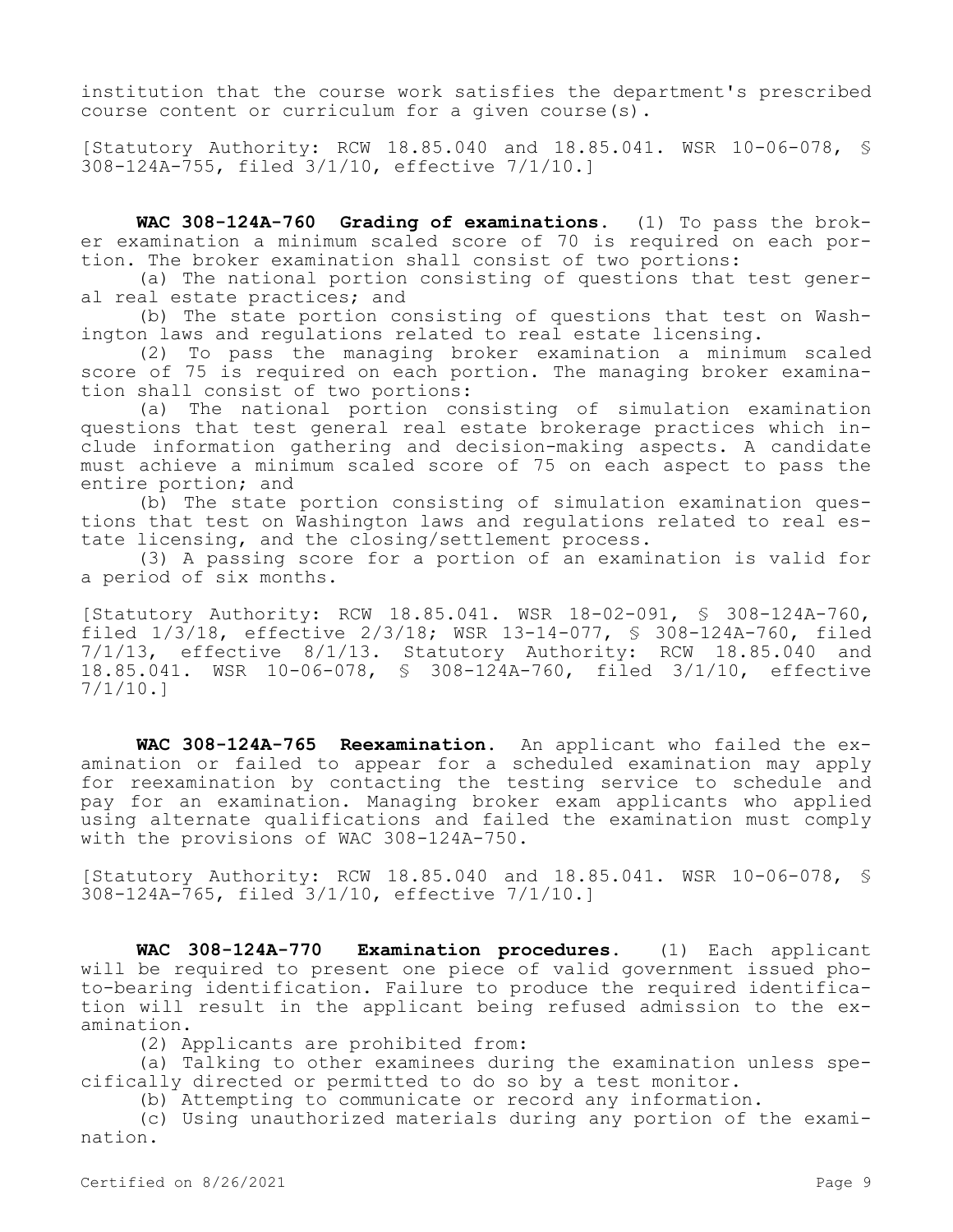institution that the course work satisfies the department's prescribed course content or curriculum for a given course(s).

[Statutory Authority: RCW 18.85.040 and 18.85.041. WSR 10-06-078, § 308-124A-755, filed 3/1/10, effective 7/1/10.]

**WAC 308-124A-760 Grading of examinations.** (1) To pass the broker examination a minimum scaled score of 70 is required on each portion. The broker examination shall consist of two portions:

(a) The national portion consisting of questions that test general real estate practices; and

(b) The state portion consisting of questions that test on Washington laws and regulations related to real estate licensing.

(2) To pass the managing broker examination a minimum scaled score of 75 is required on each portion. The managing broker examination shall consist of two portions:

(a) The national portion consisting of simulation examination questions that test general real estate brokerage practices which include information gathering and decision-making aspects. A candidate must achieve a minimum scaled score of 75 on each aspect to pass the entire portion; and

(b) The state portion consisting of simulation examination questions that test on Washington laws and regulations related to real estate licensing, and the closing/settlement process.

(3) A passing score for a portion of an examination is valid for a period of six months.

[Statutory Authority: RCW 18.85.041. WSR 18-02-091, § 308-124A-760, filed 1/3/18, effective 2/3/18; WSR 13-14-077, § 308-124A-760, filed 7/1/13, effective 8/1/13. Statutory Authority: RCW 18.85.040 and 18.85.041. WSR 10-06-078, § 308-124A-760, filed 3/1/10, effective 7/1/10.]

**WAC 308-124A-765 Reexamination.** An applicant who failed the examination or failed to appear for a scheduled examination may apply for reexamination by contacting the testing service to schedule and pay for an examination. Managing broker exam applicants who applied using alternate qualifications and failed the examination must comply with the provisions of WAC 308-124A-750.

[Statutory Authority: RCW 18.85.040 and 18.85.041. WSR 10-06-078, § 308-124A-765, filed 3/1/10, effective 7/1/10.]

**WAC 308-124A-770 Examination procedures.** (1) Each applicant will be required to present one piece of valid government issued photo-bearing identification. Failure to produce the required identification will result in the applicant being refused admission to the examination.

(2) Applicants are prohibited from:

(a) Talking to other examinees during the examination unless specifically directed or permitted to do so by a test monitor.

(b) Attempting to communicate or record any information.

(c) Using unauthorized materials during any portion of the examination.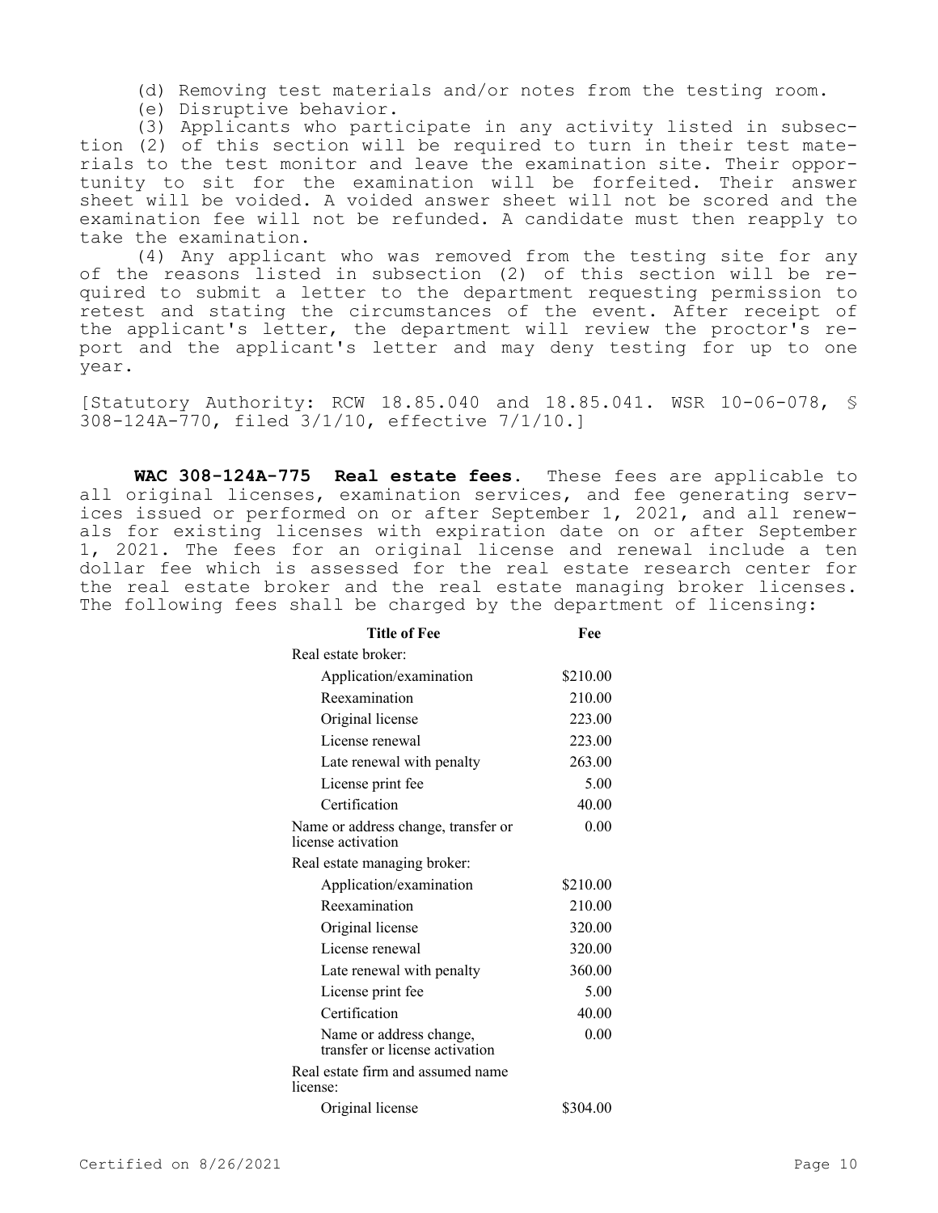(d) Removing test materials and/or notes from the testing room.

(e) Disruptive behavior.

(3) Applicants who participate in any activity listed in subsection (2) of this section will be required to turn in their test materials to the test monitor and leave the examination site. Their opportunity to sit for the examination will be forfeited. Their answer sheet will be voided. A voided answer sheet will not be scored and the examination fee will not be refunded. A candidate must then reapply to take the examination.

(4) Any applicant who was removed from the testing site for any of the reasons listed in subsection (2) of this section will be required to submit a letter to the department requesting permission to retest and stating the circumstances of the event. After receipt of the applicant's letter, the department will review the proctor's report and the applicant's letter and may deny testing for up to one year.

[Statutory Authority: RCW 18.85.040 and 18.85.041. WSR 10-06-078, § 308-124A-770, filed 3/1/10, effective 7/1/10.]

**WAC 308-124A-775 Real estate fees.** These fees are applicable to all original licenses, examination services, and fee generating services issued or performed on or after September 1, 2021, and all renewals for existing licenses with expiration date on or after September 1, 2021. The fees for an original license and renewal include a ten dollar fee which is assessed for the real estate research center for the real estate broker and the real estate managing broker licenses. The following fees shall be charged by the department of licensing:

| Title of Fee | Fee |
|---|---|
| Real estate broker: | |
| Application/examination | $210.00 |
| Reexamination | 210.00 |
| Original license | 223.00 |
| License renewal | 223.00 |
| Late renewal with penalty | 263.00 |
| License print fee | 5.00 |
| Certification | 40.00 |
| Name or address change, transfer or license activation | 0.00 |
| Real estate managing broker: | |
| Application/examination | $210.00 |
| Reexamination | 210.00 |
| Original license | 320.00 |
| License renewal | 320.00 |
| Late renewal with penalty | 360.00 |
| License print fee | 5.00 |
| Certification | 40.00 |
| Name or address change, transfer or license activation | 0.00 |
| Real estate firm and assumed name license: | |
| Original license | $304.00 |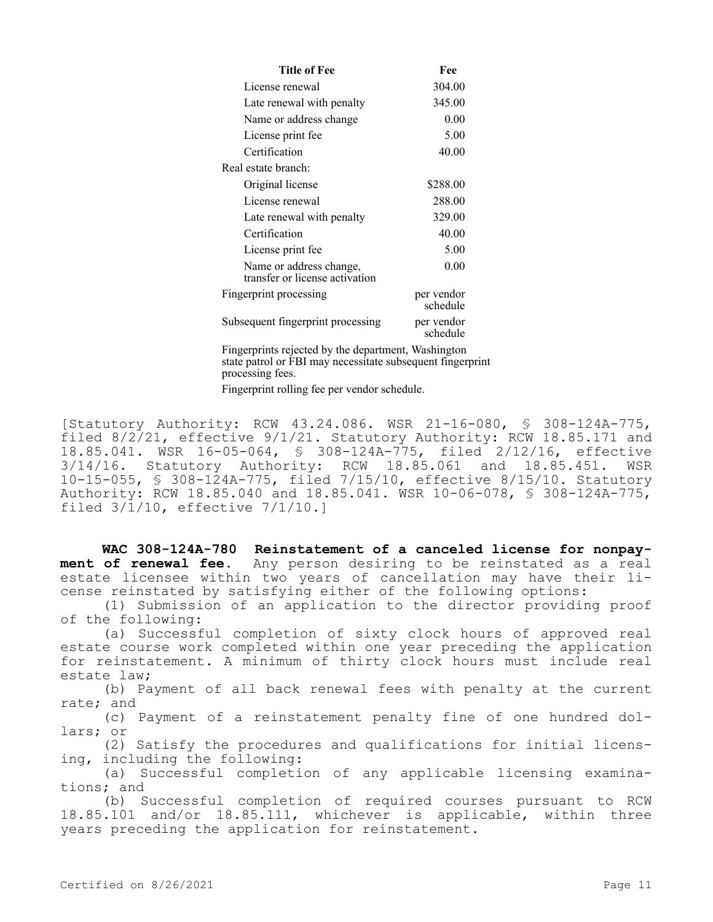| Title of Fee | Fee |
|---|---|
| License renewal | 304.00 |
| Late renewal with penalty | 345.00 |
| Name or address change | 0.00 |
| License print fee | 5.00 |
| Certification | 40.00 |
| Real estate branch: | |
| Original license | $288.00 |
| License renewal | 288.00 |
| Late renewal with penalty | 329.00 |
| Certification | 40.00 |
| License print fee | 5.00 |
| Name or address change, transfer or license activation | 0.00 |
| Fingerprint processing | per vendor schedule |
| Subsequent fingerprint processing | per vendor schedule |

Fingerprints rejected by the department, Washington state patrol or FBI may necessitate subsequent fingerprint processing fees.

Fingerprint rolling fee per vendor schedule.

[Statutory Authority: RCW 43.24.086. WSR 21-16-080, § 308-124A-775, filed 8/2/21, effective 9/1/21. Statutory Authority: RCW 18.85.171 and 18.85.041. WSR 16-05-064, § 308-124A-775, filed 2/12/16, effective 3/14/16. Statutory Authority: RCW 18.85.061 and 18.85.451. WSR 10-15-055, § 308-124A-775, filed 7/15/10, effective 8/15/10. Statutory Authority: RCW 18.85.040 and 18.85.041. WSR 10-06-078, § 308-124A-775, filed 3/1/10, effective 7/1/10.]

**WAC 308-124A-780 Reinstatement of a canceled license for nonpayment of renewal fee.** Any person desiring to be reinstated as a real estate licensee within two years of cancellation may have their license reinstated by satisfying either of the following options:

(1) Submission of an application to the director providing proof of the following:

(a) Successful completion of sixty clock hours of approved real estate course work completed within one year preceding the application for reinstatement. A minimum of thirty clock hours must include real estate law;

(b) Payment of all back renewal fees with penalty at the current rate; and

(c) Payment of a reinstatement penalty fine of one hundred dollars; or

(2) Satisfy the procedures and qualifications for initial licensing, including the following:

(a) Successful completion of any applicable licensing examinations; and

(b) Successful completion of required courses pursuant to RCW 18.85.101 and/or 18.85.111, whichever is applicable, within three years preceding the application for reinstatement.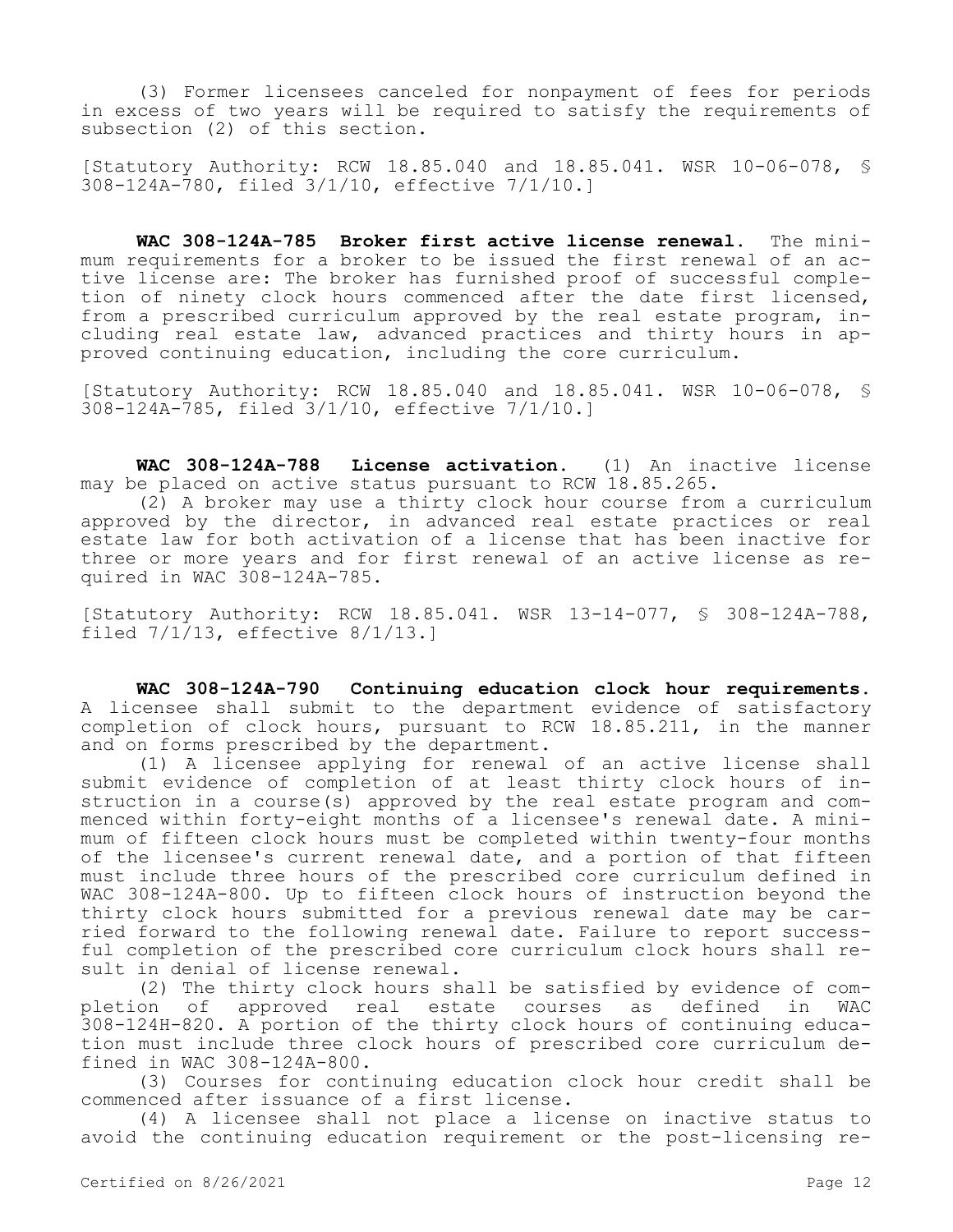(3) Former licensees canceled for nonpayment of fees for periods in excess of two years will be required to satisfy the requirements of subsection (2) of this section.

[Statutory Authority: RCW 18.85.040 and 18.85.041. WSR 10-06-078, § 308-124A-780, filed 3/1/10, effective 7/1/10.]

**WAC 308-124A-785 Broker first active license renewal.** The minimum requirements for a broker to be issued the first renewal of an active license are: The broker has furnished proof of successful completion of ninety clock hours commenced after the date first licensed, from a prescribed curriculum approved by the real estate program, including real estate law, advanced practices and thirty hours in approved continuing education, including the core curriculum.

[Statutory Authority: RCW 18.85.040 and 18.85.041. WSR 10-06-078, § 308-124A-785, filed 3/1/10, effective 7/1/10.]

**WAC 308-124A-788 License activation.** (1) An inactive license may be placed on active status pursuant to RCW 18.85.265.

(2) A broker may use a thirty clock hour course from a curriculum approved by the director, in advanced real estate practices or real estate law for both activation of a license that has been inactive for three or more years and for first renewal of an active license as required in WAC 308-124A-785.

[Statutory Authority: RCW 18.85.041. WSR 13-14-077, § 308-124A-788, filed 7/1/13, effective 8/1/13.]

**WAC 308-124A-790 Continuing education clock hour requirements.** A licensee shall submit to the department evidence of satisfactory completion of clock hours, pursuant to RCW 18.85.211, in the manner and on forms prescribed by the department.

(1) A licensee applying for renewal of an active license shall submit evidence of completion of at least thirty clock hours of instruction in a course(s) approved by the real estate program and commenced within forty-eight months of a licensee's renewal date. A minimum of fifteen clock hours must be completed within twenty-four months of the licensee's current renewal date, and a portion of that fifteen must include three hours of the prescribed core curriculum defined in WAC 308-124A-800. Up to fifteen clock hours of instruction beyond the thirty clock hours submitted for a previous renewal date may be carried forward to the following renewal date. Failure to report successful completion of the prescribed core curriculum clock hours shall result in denial of license renewal.

(2) The thirty clock hours shall be satisfied by evidence of completion of approved real estate courses as defined in WAC 308-124H-820. A portion of the thirty clock hours of continuing education must include three clock hours of prescribed core curriculum defined in WAC 308-124A-800.

(3) Courses for continuing education clock hour credit shall be commenced after issuance of a first license.

(4) A licensee shall not place a license on inactive status to avoid the continuing education requirement or the post-licensing re-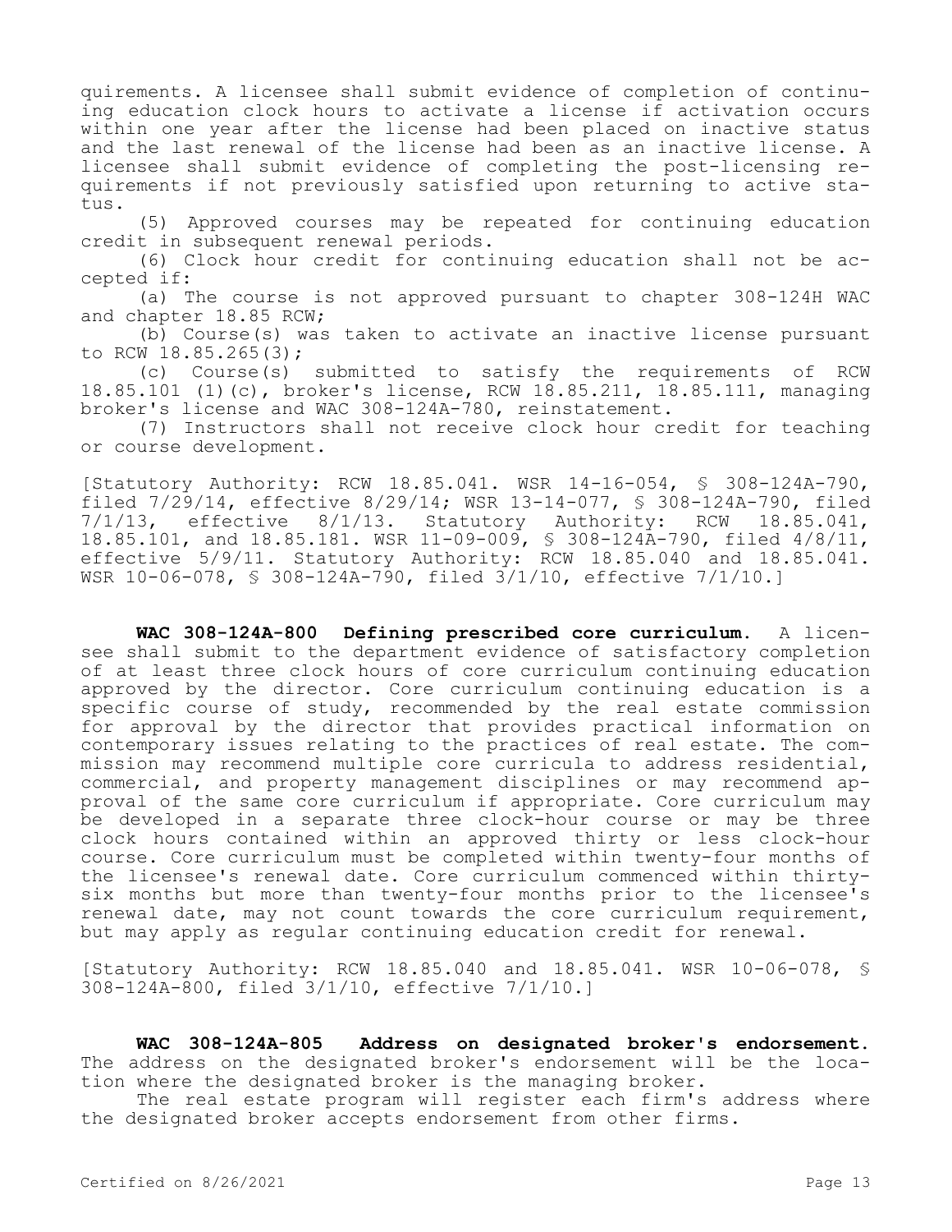quirements. A licensee shall submit evidence of completion of continuing education clock hours to activate a license if activation occurs within one year after the license had been placed on inactive status and the last renewal of the license had been as an inactive license. A licensee shall submit evidence of completing the post-licensing requirements if not previously satisfied upon returning to active status.

(5) Approved courses may be repeated for continuing education credit in subsequent renewal periods.

(6) Clock hour credit for continuing education shall not be accepted if:

(a) The course is not approved pursuant to chapter 308-124H WAC and chapter 18.85 RCW;

(b) Course(s) was taken to activate an inactive license pursuant to RCW 18.85.265(3);

(c) Course(s) submitted to satisfy the requirements of RCW 18.85.101 (1)(c), broker's license, RCW 18.85.211, 18.85.111, managing broker's license and WAC 308-124A-780, reinstatement.

(7) Instructors shall not receive clock hour credit for teaching or course development.

[Statutory Authority: RCW 18.85.041. WSR 14-16-054, § 308-124A-790, filed 7/29/14, effective 8/29/14; WSR 13-14-077, § 308-124A-790, filed 7/1/13, effective 8/1/13. Statutory Authority: RCW 18.85.041, 18.85.101, and 18.85.181. WSR 11-09-009, § 308-124A-790, filed 4/8/11, effective 5/9/11. Statutory Authority: RCW 18.85.040 and 18.85.041. WSR 10-06-078, § 308-124A-790, filed 3/1/10, effective 7/1/10.]

**WAC 308-124A-800 Defining prescribed core curriculum.** A licensee shall submit to the department evidence of satisfactory completion of at least three clock hours of core curriculum continuing education approved by the director. Core curriculum continuing education is a specific course of study, recommended by the real estate commission for approval by the director that provides practical information on contemporary issues relating to the practices of real estate. The commission may recommend multiple core curricula to address residential, commercial, and property management disciplines or may recommend approval of the same core curriculum if appropriate. Core curriculum may be developed in a separate three clock-hour course or may be three clock hours contained within an approved thirty or less clock-hour course. Core curriculum must be completed within twenty-four months of the licensee's renewal date. Core curriculum commenced within thirty-six months but more than twenty-four months prior to the licensee's renewal date, may not count towards the core curriculum requirement, but may apply as regular continuing education credit for renewal.

[Statutory Authority: RCW 18.85.040 and 18.85.041. WSR 10-06-078, § 308-124A-800, filed 3/1/10, effective 7/1/10.]

**WAC 308-124A-805 Address on designated broker's endorsement.** The address on the designated broker's endorsement will be the location where the designated broker is the managing broker.

The real estate program will register each firm's address where the designated broker accepts endorsement from other firms.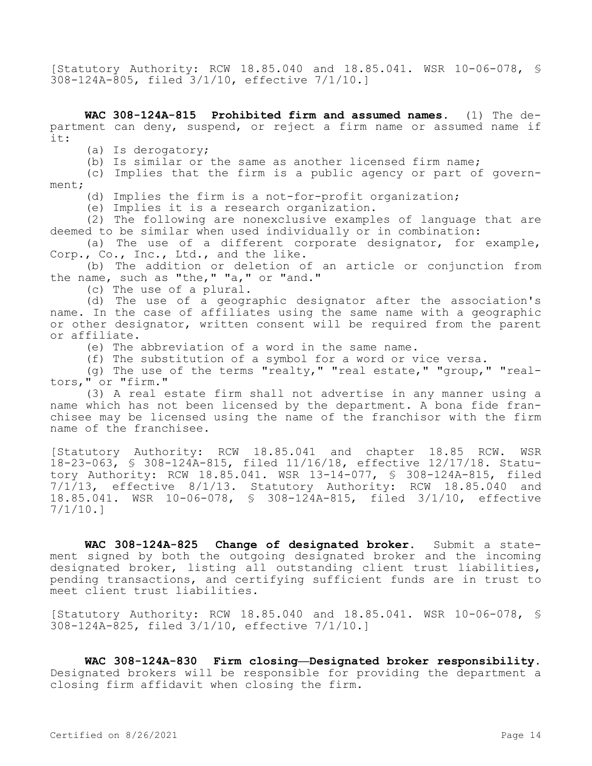[Statutory Authority: RCW 18.85.040 and 18.85.041. WSR 10-06-078, § 308-124A-805, filed 3/1/10, effective 7/1/10.]

**WAC 308-124A-815 Prohibited firm and assumed names.** (1) The department can deny, suspend, or reject a firm name or assumed name if it:

(a) Is derogatory;

(b) Is similar or the same as another licensed firm name;

(c) Implies that the firm is a public agency or part of government;

(d) Implies the firm is a not-for-profit organization;

(e) Implies it is a research organization.

(2) The following are nonexclusive examples of language that are deemed to be similar when used individually or in combination:

(a) The use of a different corporate designator, for example, Corp., Co., Inc., Ltd., and the like.

(b) The addition or deletion of an article or conjunction from the name, such as "the," "a," or "and."

(c) The use of a plural.

(d) The use of a geographic designator after the association's name. In the case of affiliates using the same name with a geographic or other designator, written consent will be required from the parent or affiliate.

(e) The abbreviation of a word in the same name.

(f) The substitution of a symbol for a word or vice versa.

(g) The use of the terms "realty," "real estate," "group," "realtors," or "firm."

(3) A real estate firm shall not advertise in any manner using a name which has not been licensed by the department. A bona fide franchisee may be licensed using the name of the franchisor with the firm name of the franchisee.

[Statutory Authority: RCW 18.85.041 and chapter 18.85 RCW. WSR 18-23-063, § 308-124A-815, filed 11/16/18, effective 12/17/18. Statutory Authority: RCW 18.85.041. WSR 13-14-077, § 308-124A-815, filed 7/1/13, effective 8/1/13. Statutory Authority: RCW 18.85.040 and 18.85.041. WSR 10-06-078, § 308-124A-815, filed 3/1/10, effective 7/1/10.]

**WAC 308-124A-825 Change of designated broker.** Submit a statement signed by both the outgoing designated broker and the incoming designated broker, listing all outstanding client trust liabilities, pending transactions, and certifying sufficient funds are in trust to meet client trust liabilities.

[Statutory Authority: RCW 18.85.040 and 18.85.041. WSR 10-06-078, § 308-124A-825, filed 3/1/10, effective 7/1/10.]

**WAC 308-124A-830 Firm closing—Designated broker responsibility.** Designated brokers will be responsible for providing the department a closing firm affidavit when closing the firm.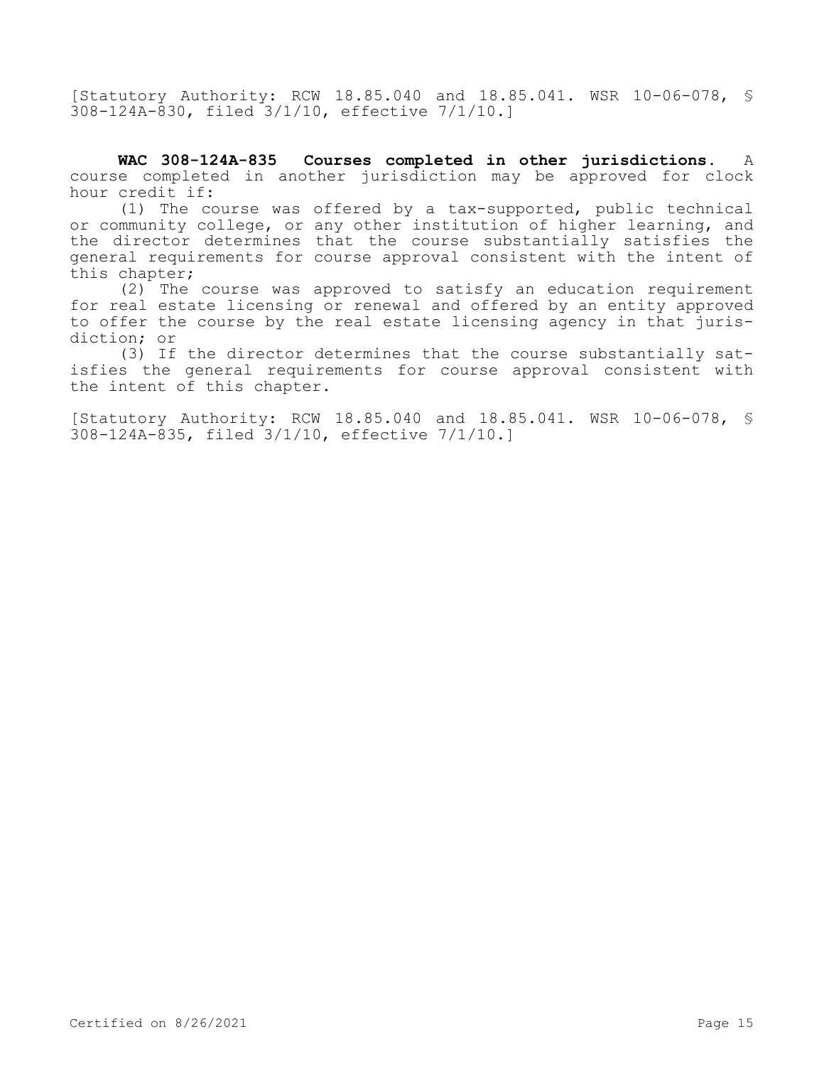[Statutory Authority: RCW 18.85.040 and 18.85.041. WSR 10-06-078, § 308-124A-830, filed 3/1/10, effective 7/1/10.]

**WAC 308-124A-835 Courses completed in other jurisdictions.** A course completed in another jurisdiction may be approved for clock hour credit if:

(1) The course was offered by a tax-supported, public technical or community college, or any other institution of higher learning, and the director determines that the course substantially satisfies the general requirements for course approval consistent with the intent of this chapter;

(2) The course was approved to satisfy an education requirement for real estate licensing or renewal and offered by an entity approved to offer the course by the real estate licensing agency in that jurisdiction; or

(3) If the director determines that the course substantially satisfies the general requirements for course approval consistent with the intent of this chapter.

[Statutory Authority: RCW 18.85.040 and 18.85.041. WSR 10-06-078, § 308-124A-835, filed 3/1/10, effective 7/1/10.]